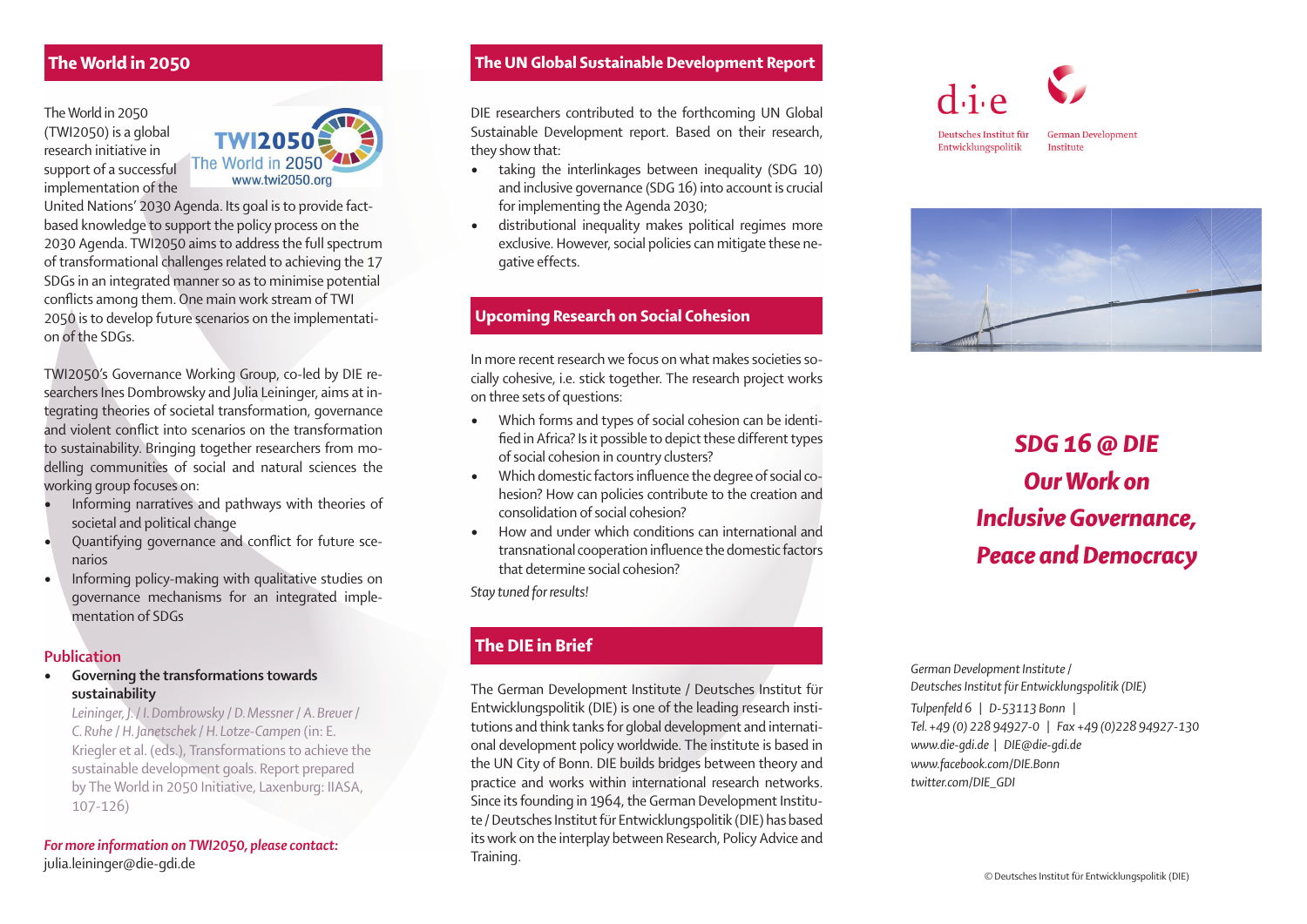## The World in 2050

The World in 2050 (TWI2050) is a global research initiative in support of a successful implementation of the United Nations' 2030 Agenda. Its goal is to provide fact-based knowledge to support the policy process on the 2030 Agenda. TWI2050 aims to address the full spectrum of transformational challenges related to achieving the 17 SDGs in an integrated manner so as to minimise potential conflicts among them. One main work stream of TWI 2050 is to develop future scenarios on the implementation of the SDGs.

TWI2050's Governance Working Group, co-led by DIE researchers Ines Dombrowsky and Julia Leininger, aims at integrating theories of societal transformation, governance and violent conflict into scenarios on the transformation to sustainability. Bringing together researchers from modelling communities of social and natural sciences the working group focuses on:

- Informing narratives and pathways with theories of societal and political change
- Quantifying governance and conflict for future scenarios
- Informing policy-making with qualitative studies on governance mechanisms for an integrated implementation of SDGs

### Publication

- **Governing the transformations towards sustainability**
  *Leininger, J. / I. Dombrowsky / D. Messner / A. Breuer / C. Ruhe / H. Janetschek / H. Lotze-Campen* (in: E. Kriegler et al. (eds.), Transformations to achieve the sustainable development goals. Report prepared by The World in 2050 Initiative, Laxenburg: IIASA, 107-126)

***For more information on TWI2050, please contact:***
julia.leininger@die-gdi.de

## The UN Global Sustainable Development Report

DIE researchers contributed to the forthcoming UN Global Sustainable Development report. Based on their research, they show that:

- taking the interlinkages between inequality (SDG 10) and inclusive governance (SDG 16) into account is crucial for implementing the Agenda 2030;
- distributional inequality makes political regimes more exclusive. However, social policies can mitigate these negative effects.

## Upcoming Research on Social Cohesion

In more recent research we focus on what makes societies socially cohesive, i.e. stick together. The research project works on three sets of questions:

- Which forms and types of social cohesion can be identified in Africa? Is it possible to depict these different types of social cohesion in country clusters?
- Which domestic factors influence the degree of social cohesion? How can policies contribute to the creation and consolidation of social cohesion?
- How and under which conditions can international and transnational cooperation influence the domestic factors that determine social cohesion?

*Stay tuned for results!*

## The DIE in Brief

The German Development Institute / Deutsches Institut für Entwicklungspolitik (DIE) is one of the leading research institutions and think tanks for global development and international development policy worldwide. The institute is based in the UN City of Bonn. DIE builds bridges between theory and practice and works within international research networks. Since its founding in 1964, the German Development Institute / Deutsches Institut für Entwicklungspolitik (DIE) has based its work on the interplay between Research, Policy Advice and Training.

d·i·e
Deutsches Institut für Entwicklungspolitik
German Development Institute

# *SDG 16 @ DIE Our Work on Inclusive Governance, Peace and Democracy*

*German Development Institute / Deutsches Institut für Entwicklungspolitik (DIE)*
*Tulpenfeld 6 | D-53113 Bonn |*
*Tel. +49 (0) 228 94927-0 | Fax +49 (0)228 94927-130*
*www.die-gdi.de | DIE@die-gdi.de*
*www.facebook.com/DIE.Bonn*
*twitter.com/DIE_GDI*

© Deutsches Institut für Entwicklungspolitik (DIE)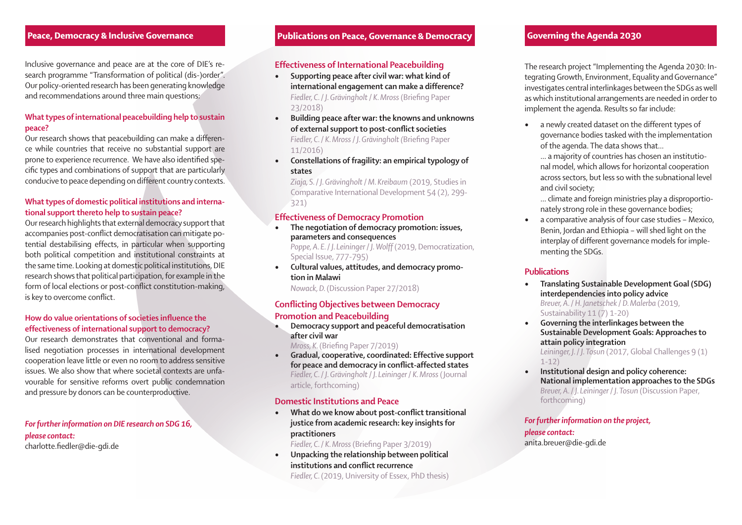## Peace, Democracy & Inclusive Governance

Inclusive governance and peace are at the core of DIE's research programme "Transformation of political (dis-)order". Our policy-oriented research has been generating knowledge and recommendations around three main questions:

### What types of international peacebuilding help to sustain peace?

Our research shows that peacebuilding can make a difference while countries that receive no substantial support are prone to experience recurrence. We have also identified specific types and combinations of support that are particularly conducive to peace depending on different country contexts.

### What types of domestic political institutions and international support thereto help to sustain peace?

Our research highlights that external democracy support that accompanies post-conflict democratisation can mitigate potential destabilising effects, in particular when supporting both political competition and institutional constraints at the same time. Looking at domestic political institutions, DIE research shows that political participation, for example in the form of local elections or post-conflict constitution-making, is key to overcome conflict.

### How do value orientations of societies influence the effectiveness of international support to democracy?

Our research demonstrates that conventional and formalised negotiation processes in international development cooperation leave little or even no room to address sensitive issues. We also show that where societal contexts are unfavourable for sensitive reforms overt public condemnation and pressure by donors can be counterproductive.

***For further information on DIE research on SDG 16, please contact:***
charlotte.fiedler@die-gdi.de

## Publications on Peace, Governance & Democracy

### Effectiveness of International Peacebuilding

- **Supporting peace after civil war: what kind of international engagement can make a difference?**
  *Fiedler, C. / J. Grävingholt / K. Mross* (Briefing Paper 23/2018)
- **Building peace after war: the knowns and unknowns of external support to post-conflict societies**
  *Fiedler, C. / K. Mross / J. Grävingholt* (Briefing Paper 11/2016)
- **Constellations of fragility: an empirical typology of states**
  *Ziaja, S. / J. Grävingholt / M. Kreibaum* (2019, Studies in Comparative International Development 54 (2), 299-321)

### Effectiveness of Democracy Promotion

- **The negotiation of democracy promotion: issues, parameters and consequences**
  *Poppe, A. E. / J. Leininger / J. Wolff* (2019, Democratization, Special Issue, 777-795)
- **Cultural values, attitudes, and democracy promotion in Malawi**
  *Nowack, D.* (Discussion Paper 27/2018)

### Conflicting Objectives between Democracy Promotion and Peacebuilding

- **Democracy support and peaceful democratisation after civil war**
  *Mross, K.* (Briefing Paper 7/2019)
- **Gradual, cooperative, coordinated: Effective support for peace and democracy in conflict-affected states**
  *Fiedler, C. / J. Grävingholt / J. Leininger / K. Mross* (Journal article, forthcoming)

### Domestic Institutions and Peace

- **What do we know about post-conflict transitional justice from academic research: key insights for practitioners**
  *Fiedler, C. / K. Mross* (Briefing Paper 3/2019)
- **Unpacking the relationship between political institutions and conflict recurrence**
  *Fiedler, C.* (2019, University of Essex, PhD thesis)

## Governing the Agenda 2030

The research project "Implementing the Agenda 2030: Integrating Growth, Environment, Equality and Governance" investigates central interlinkages between the SDGs as well as which institutional arrangements are needed in order to implement the agenda. Results so far include:

- a newly created dataset on the different types of governance bodies tasked with the implementation of the agenda. The data shows that...
  ... a majority of countries has chosen an institutional model, which allows for horizontal cooperation across sectors, but less so with the subnational level and civil society;
  ... climate and foreign ministries play a disproportionately strong role in these governance bodies;
- a comparative analysis of four case studies – Mexico, Benin, Jordan and Ethiopia – will shed light on the interplay of different governance models for implementing the SDGs.

### Publications

- **Translating Sustainable Development Goal (SDG) interdependencies into policy advice**
  *Breuer, A. / H. Janetschek / D. Malerba* (2019, Sustainability 11 (7) 1-20)
- **Governing the interlinkages between the Sustainable Development Goals: Approaches to attain policy integration**
  *Leininger, J. / J. Tosun* (2017, Global Challenges 9 (1) 1-12)
- **Institutional design and policy coherence: National implementation approaches to the SDGs**
  *Breuer, A. / J. Leininger / J. Tosun* (Discussion Paper, forthcoming)

***For further information on the project, please contact:***
anita.breuer@die-gdi.de